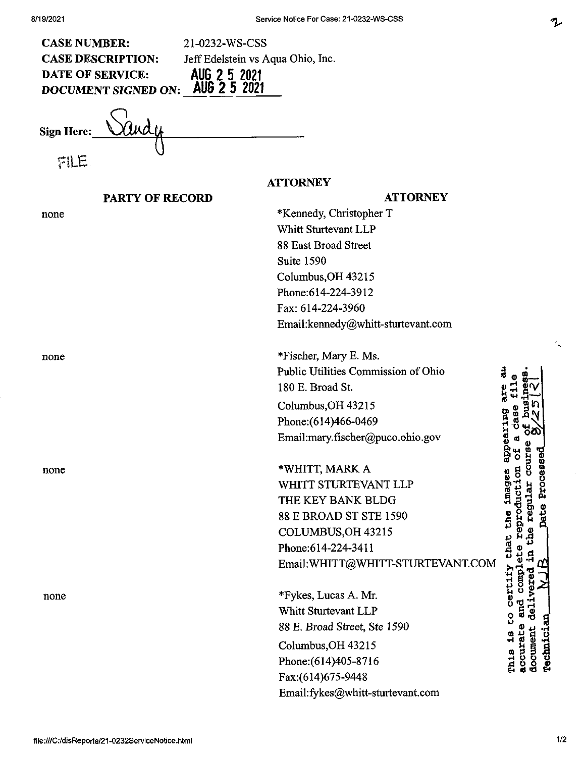**CASE NUMBER:** 21-0232-WS-CSS
**CASE DESCRIPTION:** Jeff Edelstein vs Aqua Ohio, Inc.
**DATE OF SERVICE:** AUG 2 5 2021
***DOCUMENT SIGNED ON:*** AUG 2 5 2021

**Sign Here:** Sandy

FILE

**ATTORNEY**

| PARTY OF RECORD | ATTORNEY |
|---|---|
| none | *Kennedy, Christopher T<br>Whitt Sturtevant LLP<br>88 East Broad Street<br>Suite 1590<br>Columbus,OH 43215<br>Phone:614-224-3912<br>Fax: 614-224-3960<br>Email:kennedy@whitt-sturtevant.com |
| none | *Fischer, Mary E. Ms.<br>Public Utilities Commission of Ohio<br>180 E. Broad St.<br>Columbus,OH 43215<br>Phone:(614)466-0469<br>Email:mary.fischer@puco.ohio.gov |
| none | *WHITT, MARK A<br>WHITT STURTEVANT LLP<br>THE KEY BANK BLDG<br>88 E BROAD ST STE 1590<br>COLUMBUS,OH 43215<br>Phone:614-224-3411<br>Email:WHITT@WHITT-STURTEVANT.COM |
| none | *Fykes, Lucas A. Mr.<br>Whitt Sturtevant LLP<br>88 E. Broad Street, Ste 1590<br>Columbus,OH 43215<br>Phone:(614)405-8716<br>Fax:(614)675-9448<br>Email:fykes@whitt-sturtevant.com |

This is to certify that the images appearing are an accurate and complete reproduction of a case file document delivered in the regular course of business. Technician NJB Date Processed 8/25/21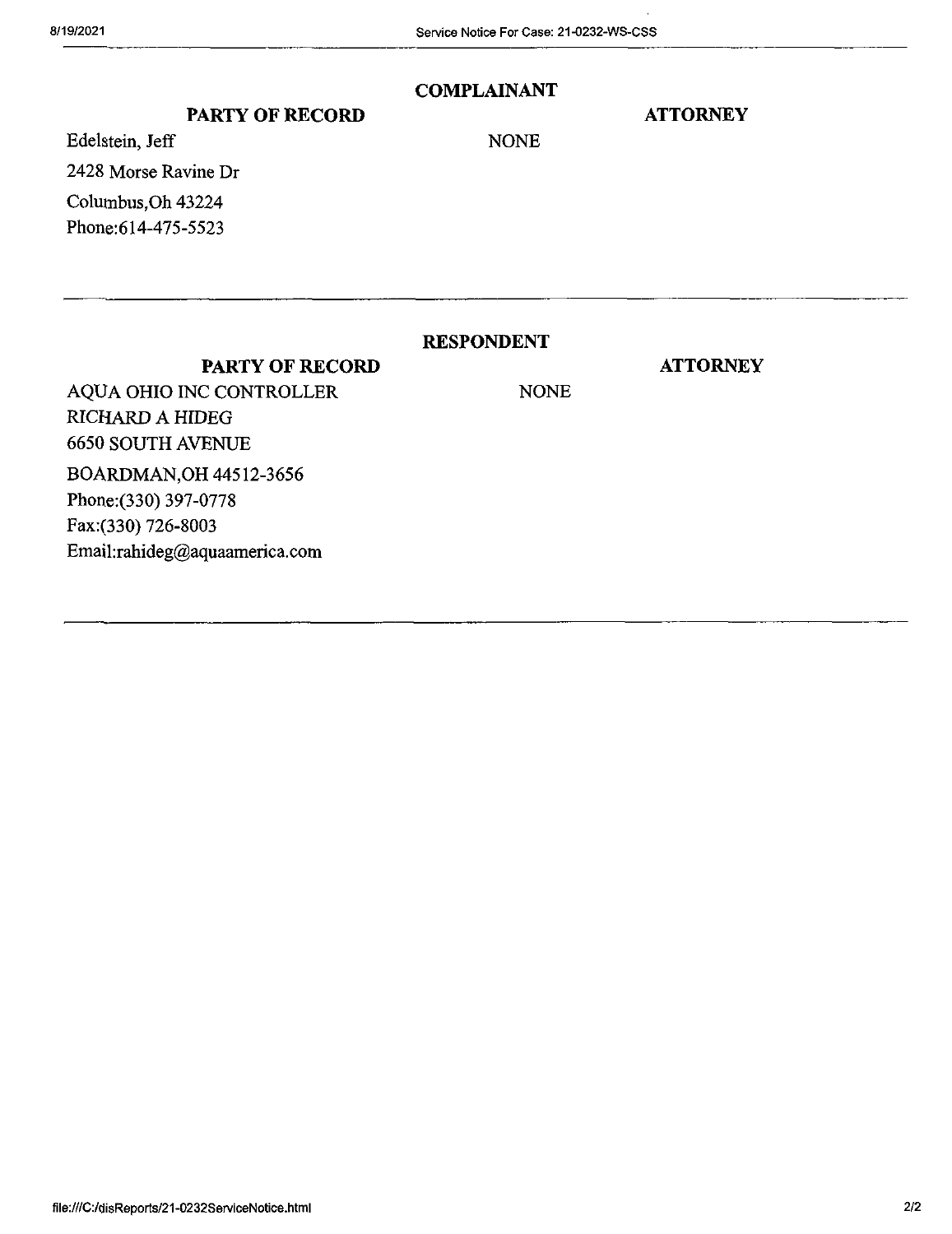## COMPLAINANT

| PARTY OF RECORD | ATTORNEY |
| --- | --- |
| Edelstein, Jeff<br>2428 Morse Ravine Dr<br>Columbus,Oh 43224<br>Phone:614-475-5523 | NONE |

## RESPONDENT

| PARTY OF RECORD | ATTORNEY |
| --- | --- |
| AQUA OHIO INC CONTROLLER<br>RICHARD A HIDEG<br>6650 SOUTH AVENUE<br>BOARDMAN,OH 44512-3656<br>Phone:(330) 397-0778<br>Fax:(330) 726-8003<br>Email:rahideg@aquaamerica.com | NONE |